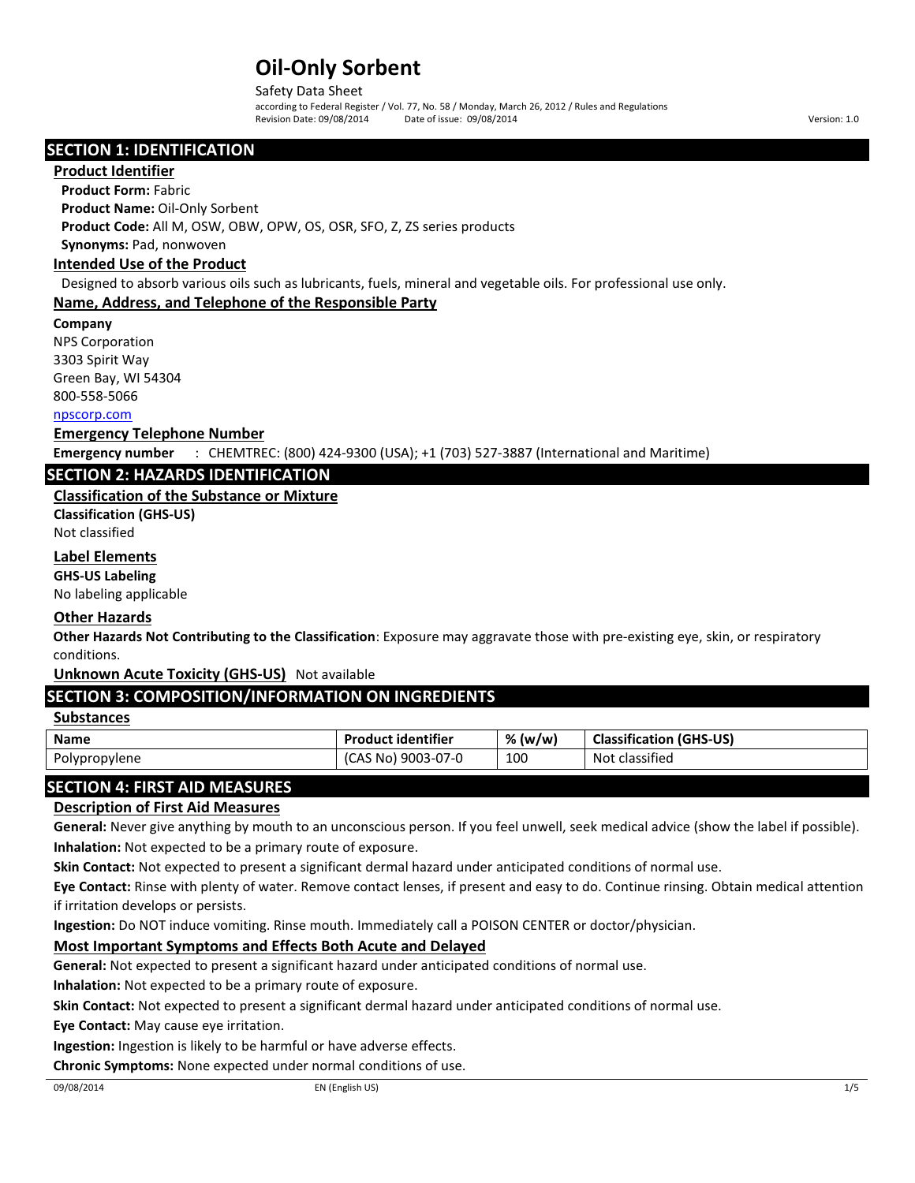# Oil-Only Sorbent

Safety Data Sheet

according to Federal Register / Vol. 77, No. 58 / Monday, March 26, 2012 / Rules and Regulations

Revision Date: 09/08/2014 Date of issue: 09/08/2014 Version: 1.0

## SECTION 1: IDENTIFICATION

### Product Identifier

**Product Form:** Fabric

**Product Name:** Oil-Only Sorbent

**Product Code:** All M, OSW, OBW, OPW, OS, OSR, SFO, Z, ZS series products

**Synonyms:** Pad, nonwoven

### Intended Use of the Product

Designed to absorb various oils such as lubricants, fuels, mineral and vegetable oils. For professional use only.

### Name, Address, and Telephone of the Responsible Party

**Company**

NPS Corporation
3303 Spirit Way
Green Bay, WI 54304
800-558-5066
npscorp.com

### Emergency Telephone Number

**Emergency number** : CHEMTREC: (800) 424-9300 (USA); +1 (703) 527-3887 (International and Maritime)

## SECTION 2: HAZARDS IDENTIFICATION

### Classification of the Substance or Mixture

**Classification (GHS-US)**

Not classified

### Label Elements

**GHS-US Labeling**

No labeling applicable

### Other Hazards

**Other Hazards Not Contributing to the Classification**: Exposure may aggravate those with pre-existing eye, skin, or respiratory conditions.

### Unknown Acute Toxicity (GHS-US)

Not available

## SECTION 3: COMPOSITION/INFORMATION ON INGREDIENTS

### Substances

| Name | Product identifier | % (w/w) | Classification (GHS-US) |
|---|---|---|---|
| Polypropylene | (CAS No) 9003-07-0 | 100 | Not classified |

## SECTION 4: FIRST AID MEASURES

### Description of First Aid Measures

**General:** Never give anything by mouth to an unconscious person. If you feel unwell, seek medical advice (show the label if possible).

**Inhalation:** Not expected to be a primary route of exposure.

**Skin Contact:** Not expected to present a significant dermal hazard under anticipated conditions of normal use.

**Eye Contact:** Rinse with plenty of water. Remove contact lenses, if present and easy to do. Continue rinsing. Obtain medical attention if irritation develops or persists.

**Ingestion:** Do NOT induce vomiting. Rinse mouth. Immediately call a POISON CENTER or doctor/physician.

### Most Important Symptoms and Effects Both Acute and Delayed

**General:** Not expected to present a significant hazard under anticipated conditions of normal use.

**Inhalation:** Not expected to be a primary route of exposure.

**Skin Contact:** Not expected to present a significant dermal hazard under anticipated conditions of normal use.

**Eye Contact:** May cause eye irritation.

**Ingestion:** Ingestion is likely to be harmful or have adverse effects.

**Chronic Symptoms:** None expected under normal conditions of use.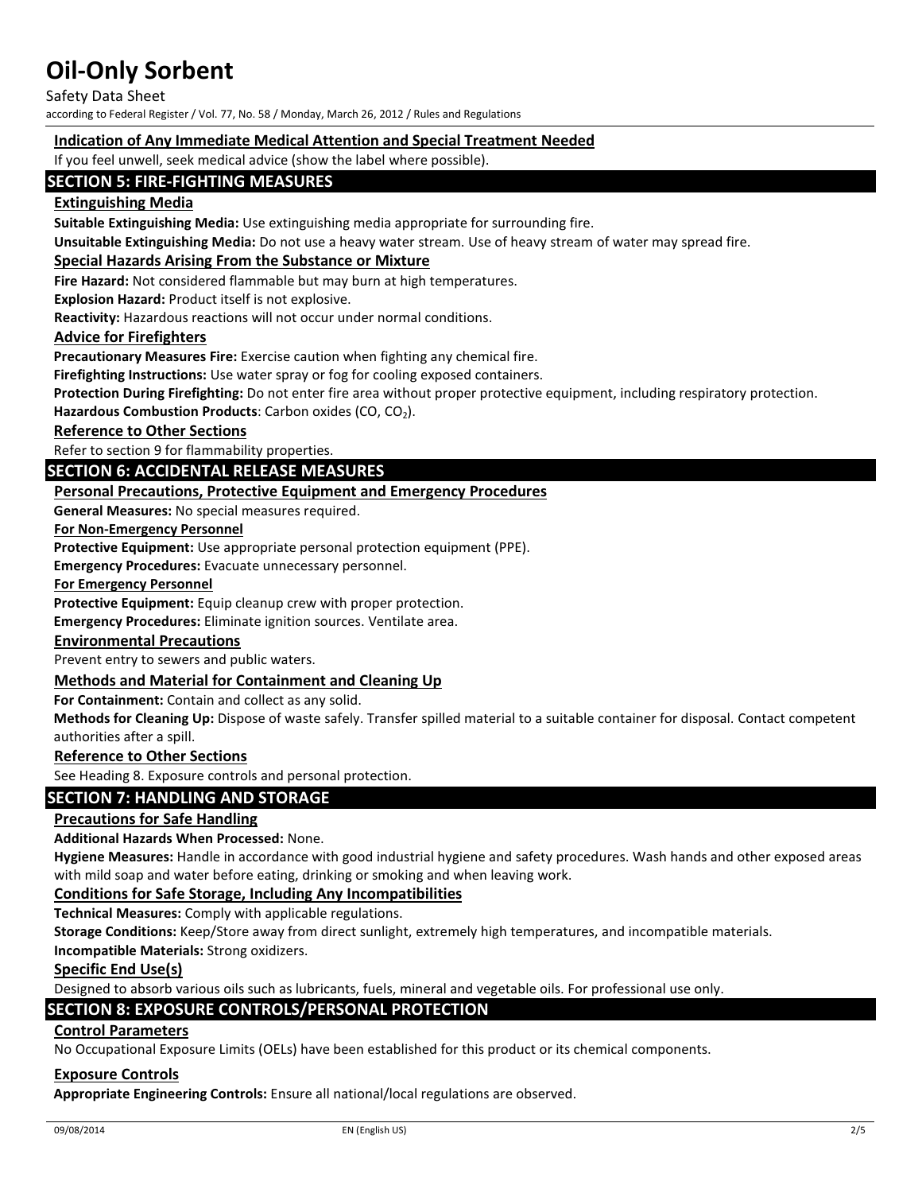### Indication of Any Immediate Medical Attention and Special Treatment Needed

If you feel unwell, seek medical advice (show the label where possible).

## SECTION 5: FIRE-FIGHTING MEASURES

### Extinguishing Media

**Suitable Extinguishing Media:** Use extinguishing media appropriate for surrounding fire.

**Unsuitable Extinguishing Media:** Do not use a heavy water stream. Use of heavy stream of water may spread fire.

### Special Hazards Arising From the Substance or Mixture

**Fire Hazard:** Not considered flammable but may burn at high temperatures.

**Explosion Hazard:** Product itself is not explosive.

**Reactivity:** Hazardous reactions will not occur under normal conditions.

### Advice for Firefighters

**Precautionary Measures Fire:** Exercise caution when fighting any chemical fire.

**Firefighting Instructions:** Use water spray or fog for cooling exposed containers.

**Protection During Firefighting:** Do not enter fire area without proper protective equipment, including respiratory protection.

**Hazardous Combustion Products**: Carbon oxides (CO, $CO_2$).

### Reference to Other Sections

Refer to section 9 for flammability properties.

## SECTION 6: ACCIDENTAL RELEASE MEASURES

### Personal Precautions, Protective Equipment and Emergency Procedures

**General Measures:** No special measures required.

**For Non-Emergency Personnel**

**Protective Equipment:** Use appropriate personal protection equipment (PPE).

**Emergency Procedures:** Evacuate unnecessary personnel.

**For Emergency Personnel**

**Protective Equipment:** Equip cleanup crew with proper protection.

**Emergency Procedures:** Eliminate ignition sources. Ventilate area.

### Environmental Precautions

Prevent entry to sewers and public waters.

### Methods and Material for Containment and Cleaning Up

**For Containment:** Contain and collect as any solid.

**Methods for Cleaning Up:** Dispose of waste safely. Transfer spilled material to a suitable container for disposal. Contact competent authorities after a spill.

### Reference to Other Sections

See Heading 8. Exposure controls and personal protection.

## SECTION 7: HANDLING AND STORAGE

### Precautions for Safe Handling

**Additional Hazards When Processed:** None.

**Hygiene Measures:** Handle in accordance with good industrial hygiene and safety procedures. Wash hands and other exposed areas with mild soap and water before eating, drinking or smoking and when leaving work.

### Conditions for Safe Storage, Including Any Incompatibilities

**Technical Measures:** Comply with applicable regulations.

**Storage Conditions:** Keep/Store away from direct sunlight, extremely high temperatures, and incompatible materials.

**Incompatible Materials:** Strong oxidizers.

### Specific End Use(s)

Designed to absorb various oils such as lubricants, fuels, mineral and vegetable oils. For professional use only.

## SECTION 8: EXPOSURE CONTROLS/PERSONAL PROTECTION

### Control Parameters

No Occupational Exposure Limits (OELs) have been established for this product or its chemical components.

### Exposure Controls

**Appropriate Engineering Controls:** Ensure all national/local regulations are observed.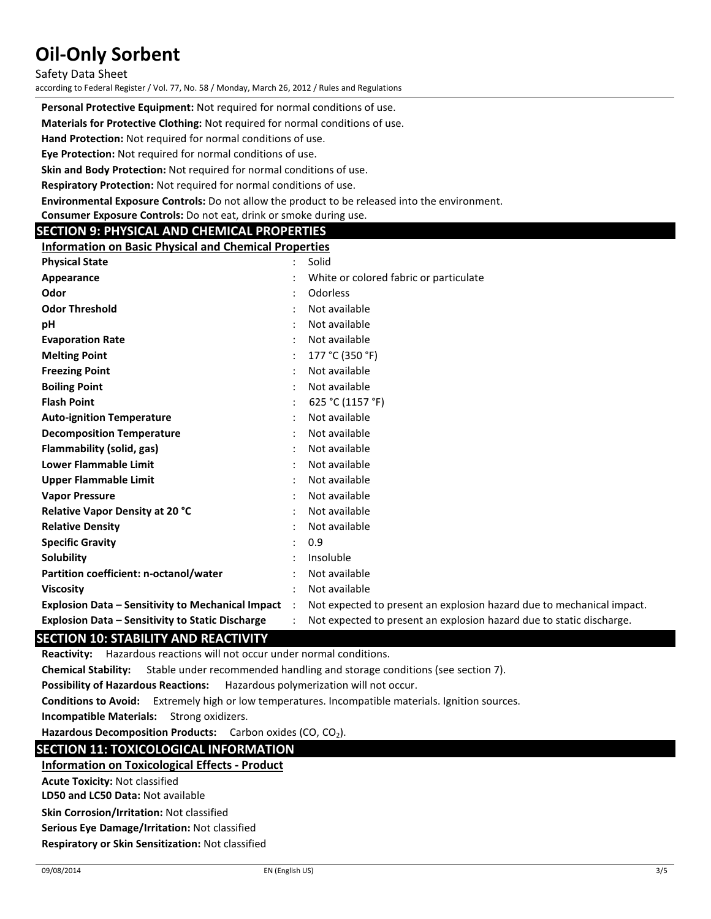**Personal Protective Equipment:** Not required for normal conditions of use.

**Materials for Protective Clothing:** Not required for normal conditions of use.

**Hand Protection:** Not required for normal conditions of use.

**Eye Protection:** Not required for normal conditions of use.

**Skin and Body Protection:** Not required for normal conditions of use.

**Respiratory Protection:** Not required for normal conditions of use.

**Environmental Exposure Controls:** Do not allow the product to be released into the environment.

**Consumer Exposure Controls:** Do not eat, drink or smoke during use.

## SECTION 9: PHYSICAL AND CHEMICAL PROPERTIES

### Information on Basic Physical and Chemical Properties

| Property | Value |
|---|---|
| **Physical State** | Solid |
| **Appearance** | White or colored fabric or particulate |
| **Odor** | Odorless |
| **Odor Threshold** | Not available |
| **pH** | Not available |
| **Evaporation Rate** | Not available |
| **Melting Point** | 177 °C (350 °F) |
| **Freezing Point** | Not available |
| **Boiling Point** | Not available |
| **Flash Point** | 625 °C (1157 °F) |
| **Auto-ignition Temperature** | Not available |
| **Decomposition Temperature** | Not available |
| **Flammability (solid, gas)** | Not available |
| **Lower Flammable Limit** | Not available |
| **Upper Flammable Limit** | Not available |
| **Vapor Pressure** | Not available |
| **Relative Vapor Density at 20 °C** | Not available |
| **Relative Density** | Not available |
| **Specific Gravity** | 0.9 |
| **Solubility** | Insoluble |
| **Partition coefficient: n-octanol/water** | Not available |
| **Viscosity** | Not available |
| **Explosion Data – Sensitivity to Mechanical Impact** | Not expected to present an explosion hazard due to mechanical impact. |
| **Explosion Data – Sensitivity to Static Discharge** | Not expected to present an explosion hazard due to static discharge. |

## SECTION 10: STABILITY AND REACTIVITY

**Reactivity:** Hazardous reactions will not occur under normal conditions.

**Chemical Stability:** Stable under recommended handling and storage conditions (see section 7).

**Possibility of Hazardous Reactions:** Hazardous polymerization will not occur.

**Conditions to Avoid:** Extremely high or low temperatures. Incompatible materials. Ignition sources.

**Incompatible Materials:** Strong oxidizers.

**Hazardous Decomposition Products:** Carbon oxides ($CO$, $CO_2$).

## SECTION 11: TOXICOLOGICAL INFORMATION

### Information on Toxicological Effects - Product

**Acute Toxicity:** Not classified

**LD50 and LC50 Data:** Not available

**Skin Corrosion/Irritation:** Not classified

**Serious Eye Damage/Irritation:** Not classified

**Respiratory or Skin Sensitization:** Not classified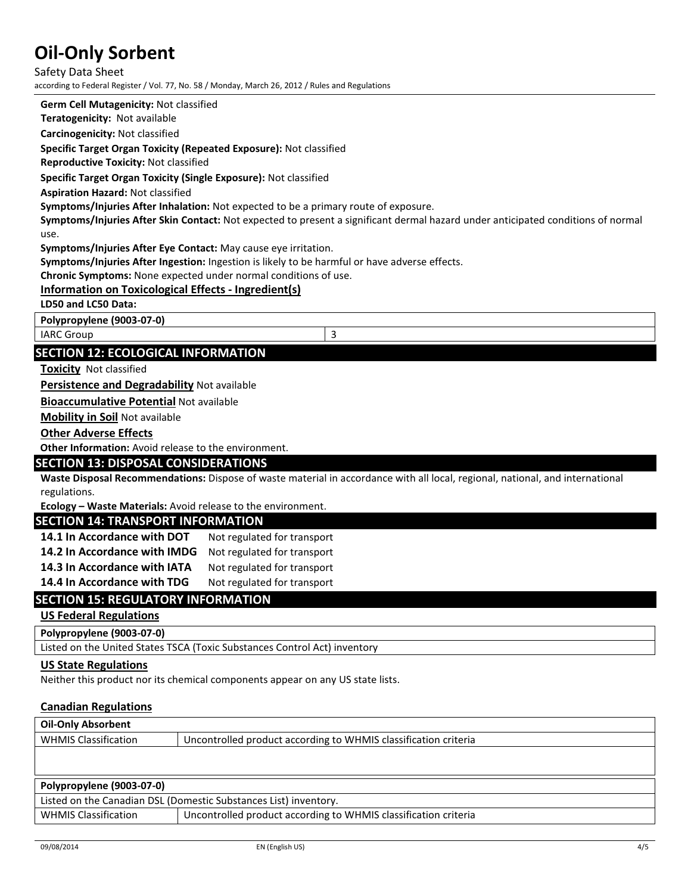**Germ Cell Mutagenicity:** Not classified

**Teratogenicity:** Not available

**Carcinogenicity:** Not classified

**Specific Target Organ Toxicity (Repeated Exposure):** Not classified

**Reproductive Toxicity:** Not classified

**Specific Target Organ Toxicity (Single Exposure):** Not classified

**Aspiration Hazard:** Not classified

**Symptoms/Injuries After Inhalation:** Not expected to be a primary route of exposure.

**Symptoms/Injuries After Skin Contact:** Not expected to present a significant dermal hazard under anticipated conditions of normal use.

**Symptoms/Injuries After Eye Contact:** May cause eye irritation.

**Symptoms/Injuries After Ingestion:** Ingestion is likely to be harmful or have adverse effects.

**Chronic Symptoms:** None expected under normal conditions of use.

**Information on Toxicological Effects - Ingredient(s)**

**LD50 and LC50 Data:**

| **Polypropylene (9003-07-0)** | |
|---|---|
| IARC Group | 3 |

## SECTION 12: ECOLOGICAL INFORMATION

**Toxicity** Not classified

**Persistence and Degradability** Not available

**Bioaccumulative Potential** Not available

**Mobility in Soil** Not available

**Other Adverse Effects**

**Other Information:** Avoid release to the environment.

## SECTION 13: DISPOSAL CONSIDERATIONS

**Waste Disposal Recommendations:** Dispose of waste material in accordance with all local, regional, national, and international regulations.

**Ecology – Waste Materials:** Avoid release to the environment.

## SECTION 14: TRANSPORT INFORMATION

**14.1 In Accordance with DOT** Not regulated for transport

**14.2 In Accordance with IMDG** Not regulated for transport

**14.3 In Accordance with IATA** Not regulated for transport

**14.4 In Accordance with TDG** Not regulated for transport

## SECTION 15: REGULATORY INFORMATION

**US Federal Regulations**

| **Polypropylene (9003-07-0)** |
|---|
| Listed on the United States TSCA (Toxic Substances Control Act) inventory |

**US State Regulations**

Neither this product nor its chemical components appear on any US state lists.

**Canadian Regulations**

| **Oil-Only Absorbent** | |
|---|---|
| WHMIS Classification | Uncontrolled product according to WHMIS classification criteria |
| | |

| **Polypropylene (9003-07-0)** | |
|---|---|
| Listed on the Canadian DSL (Domestic Substances List) inventory. | |
| WHMIS Classification | Uncontrolled product according to WHMIS classification criteria |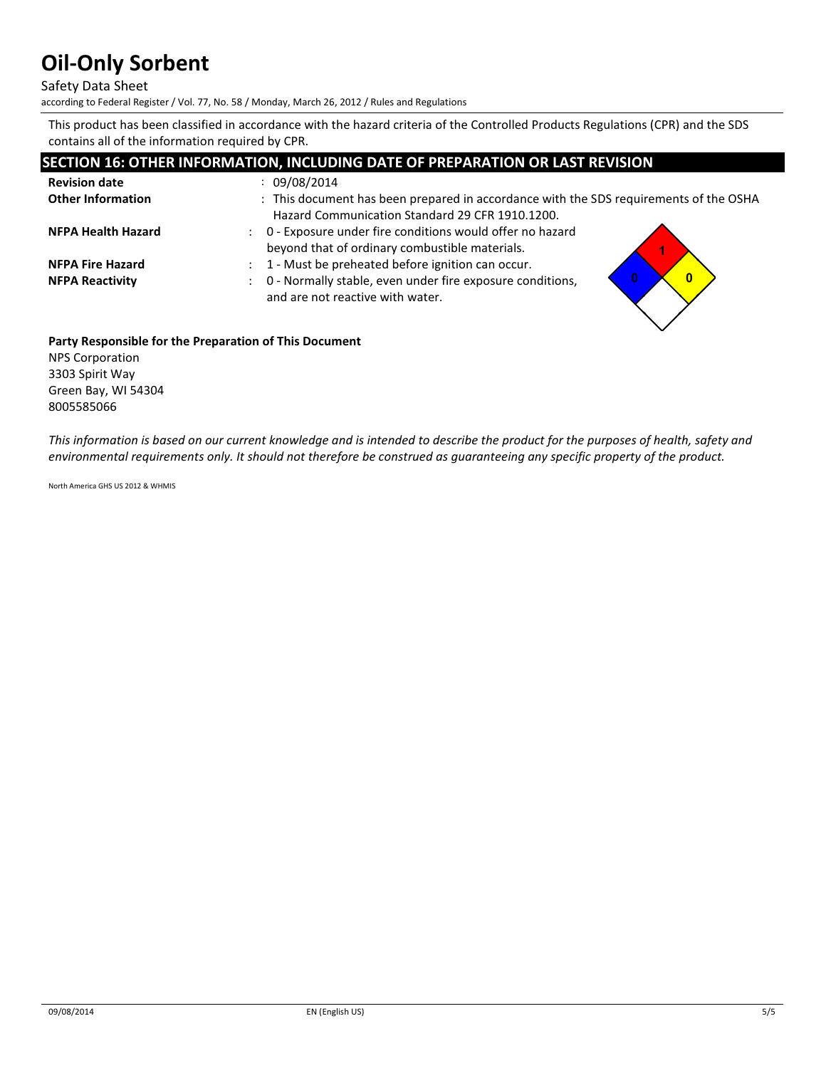This product has been classified in accordance with the hazard criteria of the Controlled Products Regulations (CPR) and the SDS contains all of the information required by CPR.

## SECTION 16: OTHER INFORMATION, INCLUDING DATE OF PREPARATION OR LAST REVISION

**Revision date** : 09/08/2014

**Other Information** : This document has been prepared in accordance with the SDS requirements of the OSHA Hazard Communication Standard 29 CFR 1910.1200.

**NFPA Health Hazard** : 0 - Exposure under fire conditions would offer no hazard beyond that of ordinary combustible materials.

**NFPA Fire Hazard** : 1 - Must be preheated before ignition can occur.

**NFPA Reactivity** : 0 - Normally stable, even under fire exposure conditions, and are not reactive with water.

1

0

0

**Party Responsible for the Preparation of This Document**

NPS Corporation
3303 Spirit Way
Green Bay, WI 54304
8005585066

*This information is based on our current knowledge and is intended to describe the product for the purposes of health, safety and environmental requirements only. It should not therefore be construed as guaranteeing any specific property of the product.*

North America GHS US 2012 & WHMIS